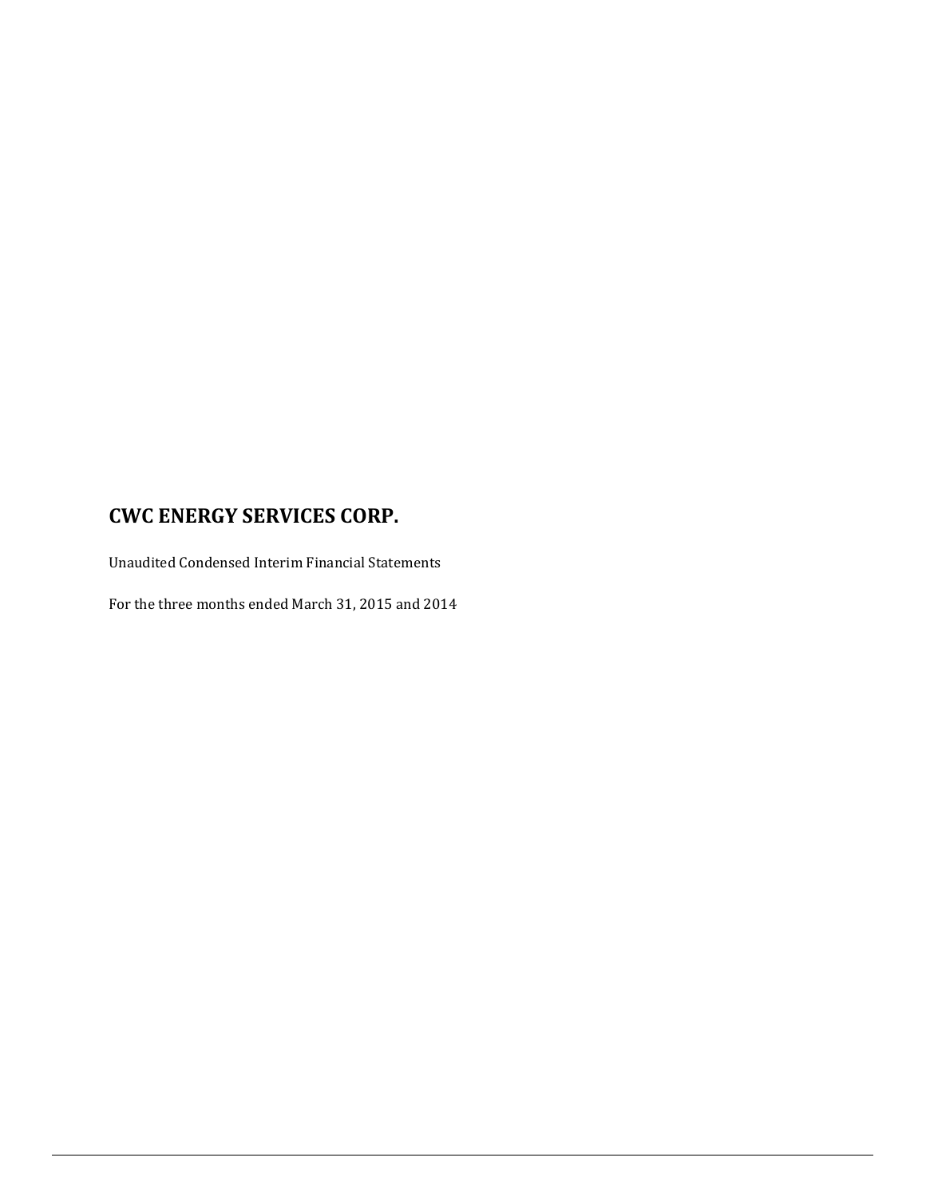# CWC ENERGY SERVICES CORP.

Unaudited Condensed Interim Financial Statements

For the three months ended March 31, 2015 and 2014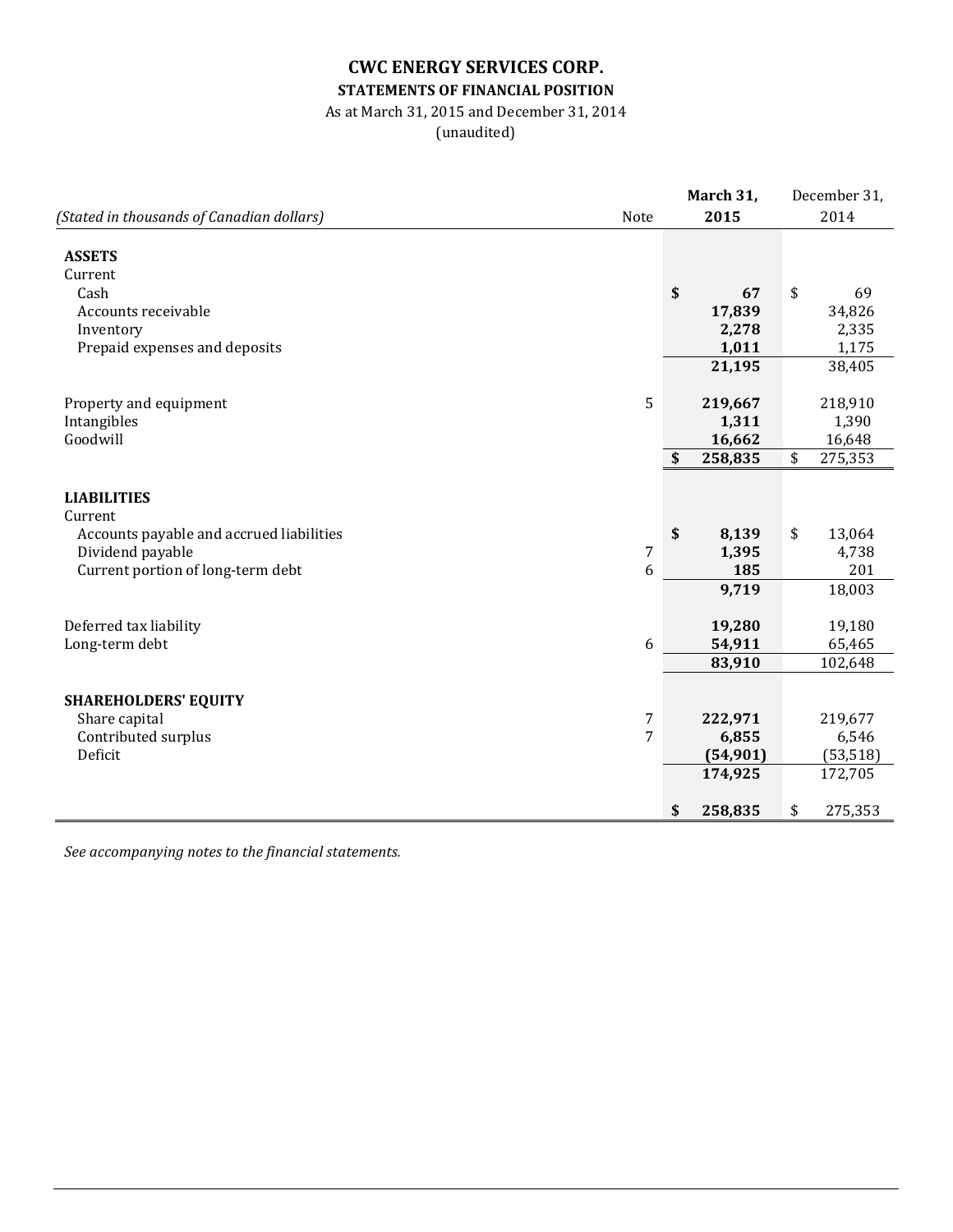# CWC ENERGY SERVICES CORP.

## STATEMENTS OF FINANCIAL POSITION

As at March 31, 2015 and December 31, 2014

(unaudited)

| *(Stated in thousands of Canadian dollars)* | Note | **March 31, 2015** | December 31, 2014 |
|---|---|---|---|
| **ASSETS** | | | |
| Current | | | |
| Cash | | **$ 67** | $ 69 |
| Accounts receivable | | **17,839** | 34,826 |
| Inventory | | **2,278** | 2,335 |
| Prepaid expenses and deposits | | **1,011** | 1,175 |
| | | **21,195** | 38,405 |
| Property and equipment | 5 | **219,667** | 218,910 |
| Intangibles | | **1,311** | 1,390 |
| Goodwill | | **16,662** | 16,648 |
| | | **$ 258,835** | $ 275,353 |
| **LIABILITIES** | | | |
| Current | | | |
| Accounts payable and accrued liabilities | | **$ 8,139** | $ 13,064 |
| Dividend payable | 7 | **1,395** | 4,738 |
| Current portion of long-term debt | 6 | **185** | 201 |
| | | **9,719** | 18,003 |
| Deferred tax liability | | **19,280** | 19,180 |
| Long-term debt | 6 | **54,911** | 65,465 |
| | | **83,910** | 102,648 |
| **SHAREHOLDERS' EQUITY** | | | |
| Share capital | 7 | **222,971** | 219,677 |
| Contributed surplus | 7 | **6,855** | 6,546 |
| Deficit | | **(54,901)** | (53,518) |
| | | **174,925** | 172,705 |
| | | **$ 258,835** | $ 275,353 |

*See accompanying notes to the financial statements.*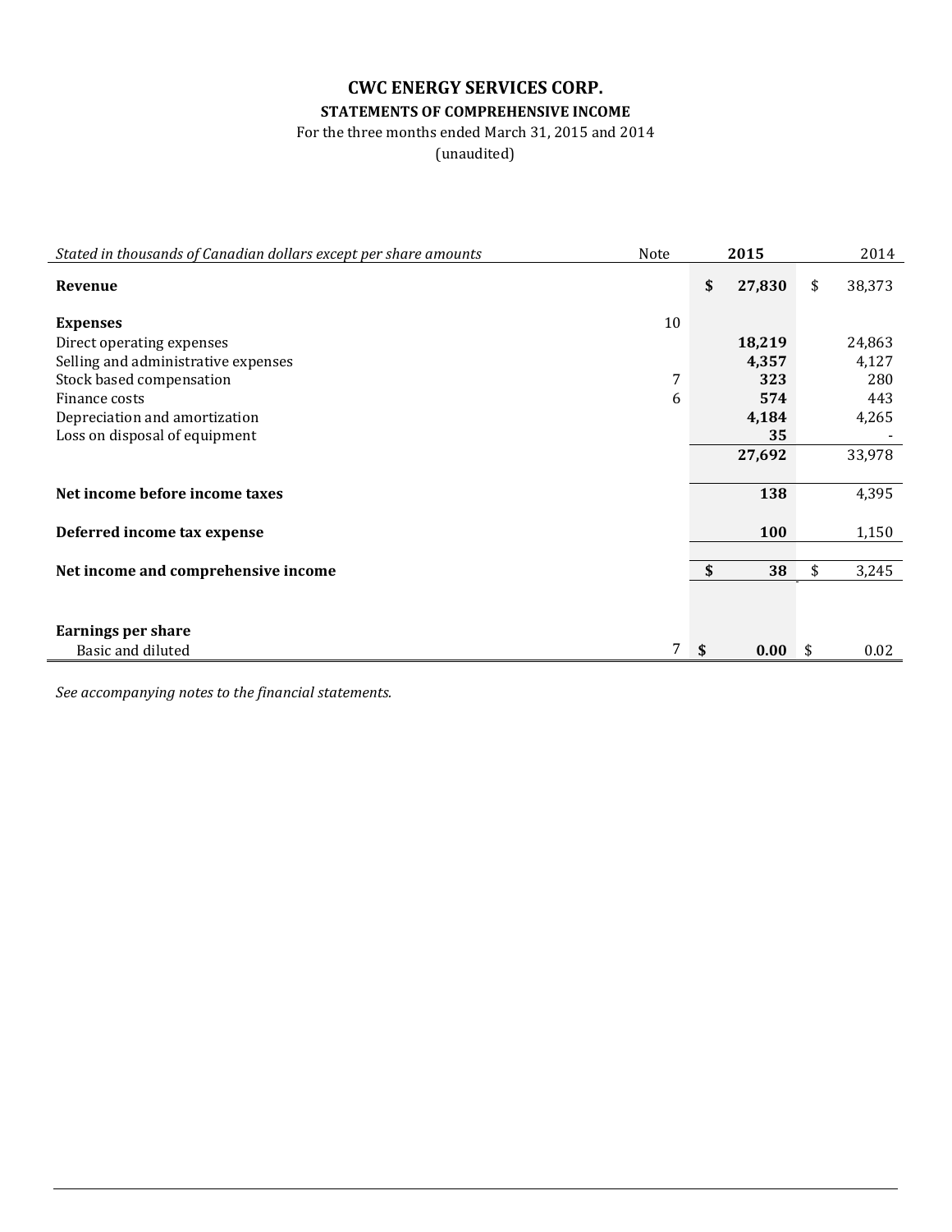# CWC ENERGY SERVICES CORP.

## STATEMENTS OF COMPREHENSIVE INCOME

For the three months ended March 31, 2015 and 2014

(unaudited)

| *Stated in thousands of Canadian dollars except per share amounts* | Note | | **2015** | | 2014 |
|---|---|---|---|---|---|
| **Revenue** | | **$** | **27,830** | $ | 38,373 |
| **Expenses** | 10 | | | | |
| Direct operating expenses | | | **18,219** | | 24,863 |
| Selling and administrative expenses | | | **4,357** | | 4,127 |
| Stock based compensation | 7 | | **323** | | 280 |
| Finance costs | 6 | | **574** | | 443 |
| Depreciation and amortization | | | **4,184** | | 4,265 |
| Loss on disposal of equipment | | | **35** | | - |
| | | | **27,692** | | 33,978 |
| **Net income before income taxes** | | | **138** | | 4,395 |
| **Deferred income tax expense** | | | **100** | | 1,150 |
| **Net income and comprehensive income** | | **$** | **38** | $ | 3,245 |
| **Earnings per share** | | | | | |
| Basic and diluted | 7 | **$** | **0.00** | $ | 0.02 |

*See accompanying notes to the financial statements.*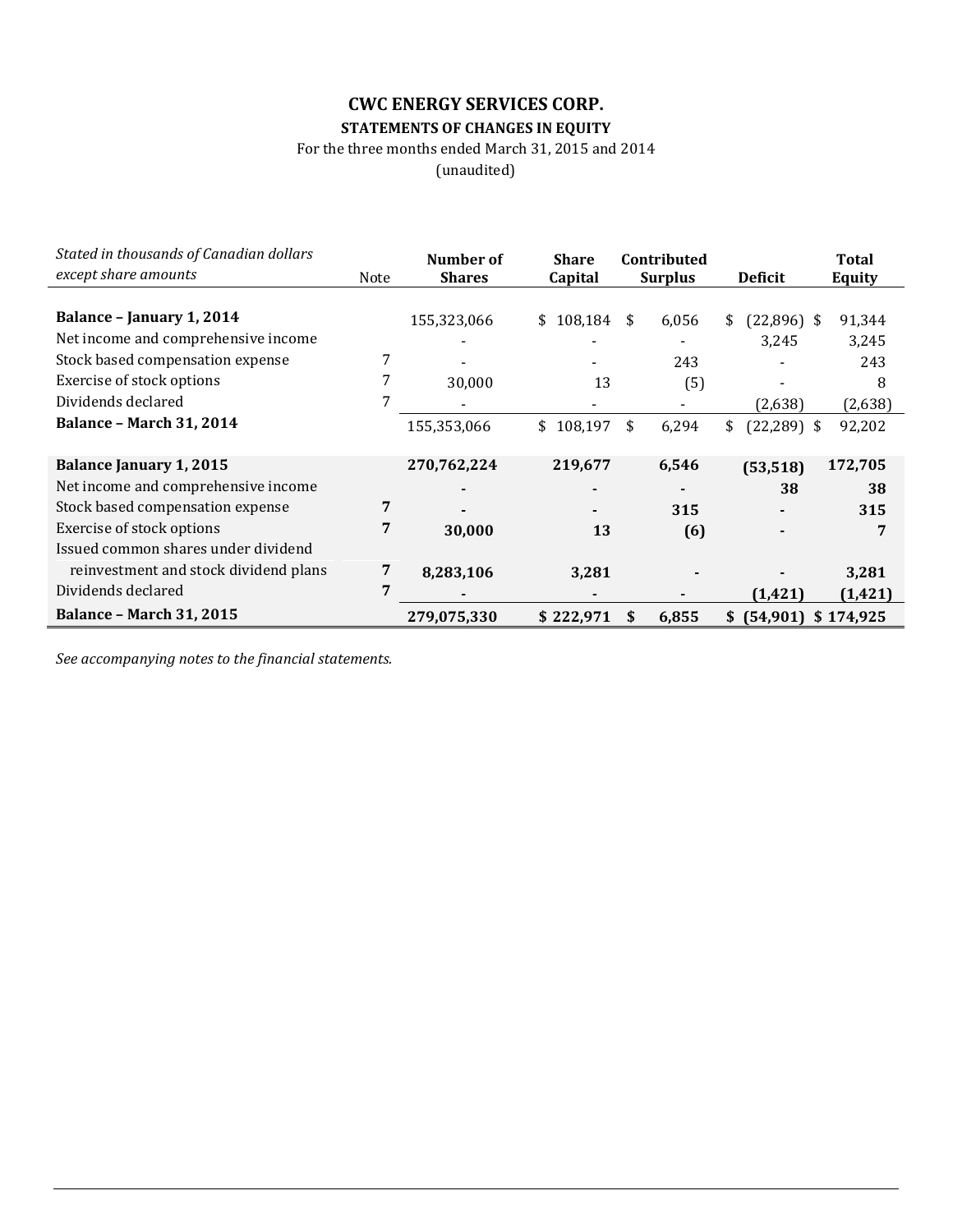# CWC ENERGY SERVICES CORP.

## STATEMENTS OF CHANGES IN EQUITY

For the three months ended March 31, 2015 and 2014

(unaudited)

| *Stated in thousands of Canadian dollars except share amounts* | Note | Number of Shares | Share Capital | Contributed Surplus | Deficit | Total Equity |
|---|---|---|---|---|---|---|
| **Balance – January 1, 2014** | | 155,323,066 | $ 108,184 | $ 6,056 | $ (22,896) | $ 91,344 |
| Net income and comprehensive income | | - | - | - | 3,245 | 3,245 |
| Stock based compensation expense | 7 | - | - | 243 | - | 243 |
| Exercise of stock options | 7 | 30,000 | 13 | (5) | - | 8 |
| Dividends declared | 7 | - | - | - | (2,638) | (2,638) |
| **Balance – March 31, 2014** | | 155,353,066 | $ 108,197 | $ 6,294 | $ (22,289) | $ 92,202 |
| | | | | | | |
| **Balance January 1, 2015** | | **270,762,224** | **219,677** | **6,546** | **(53,518)** | **172,705** |
| Net income and comprehensive income | | **-** | **-** | **-** | **38** | **38** |
| Stock based compensation expense | **7** | **-** | **-** | **315** | **-** | **315** |
| Exercise of stock options | **7** | **30,000** | **13** | **(6)** | **-** | **7** |
| Issued common shares under dividend reinvestment and stock dividend plans | **7** | **8,283,106** | **3,281** | **-** | **-** | **3,281** |
| Dividends declared | **7** | **-** | **-** | **-** | **(1,421)** | **(1,421)** |
| **Balance – March 31, 2015** | | **279,075,330** | **$ 222,971** | **$ 6,855** | **$ (54,901)** | **$ 174,925** |

*See accompanying notes to the financial statements.*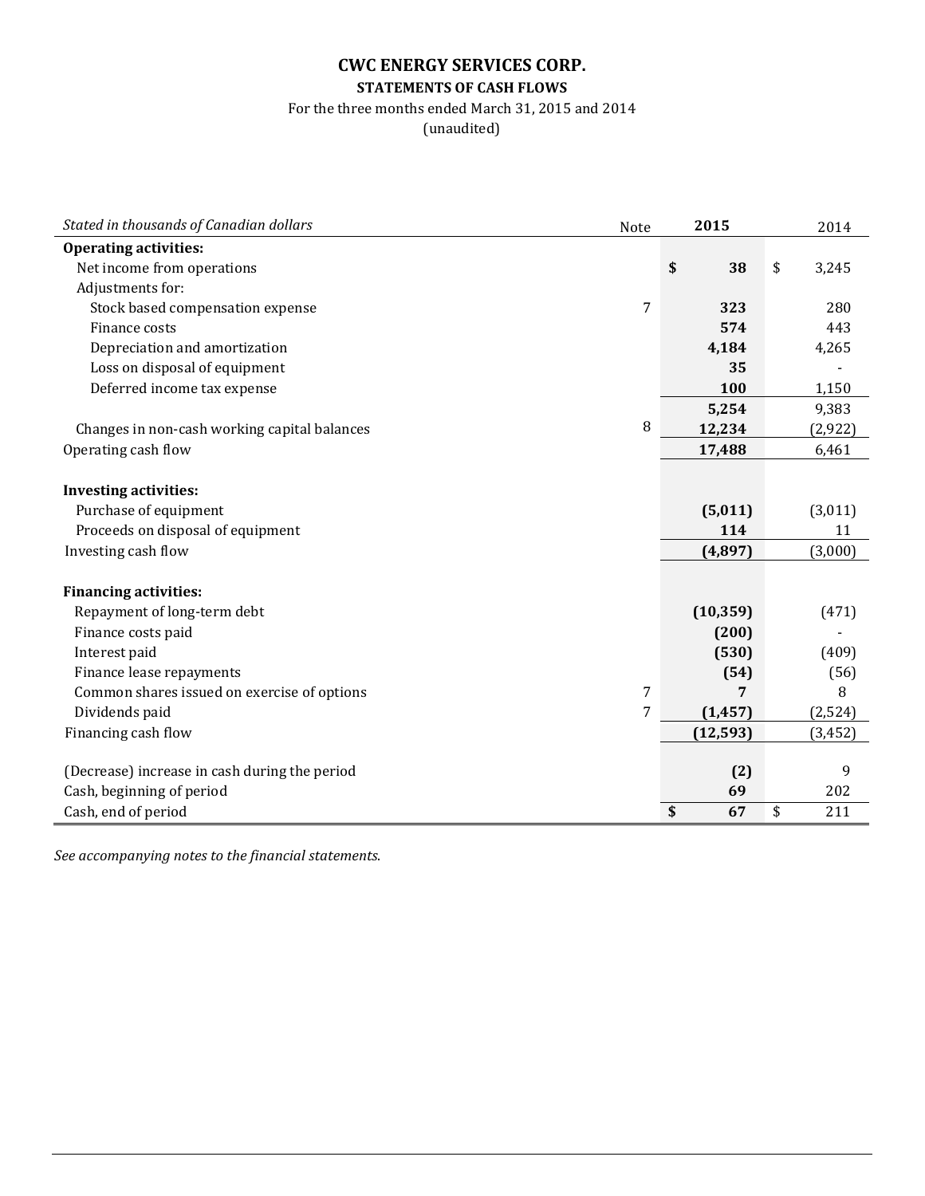# CWC ENERGY SERVICES CORP.

## STATEMENTS OF CASH FLOWS

For the three months ended March 31, 2015 and 2014

(unaudited)

| *Stated in thousands of Canadian dollars* | Note | **2015** | 2014 |
|---|---|---|---|
| **Operating activities:** | | | |
| Net income from operations | | **$ 38** | $ 3,245 |
| Adjustments for: | | | |
| Stock based compensation expense | 7 | **323** | 280 |
| Finance costs | | **574** | 443 |
| Depreciation and amortization | | **4,184** | 4,265 |
| Loss on disposal of equipment | | **35** | - |
| Deferred income tax expense | | **100** | 1,150 |
| | | **5,254** | 9,383 |
| Changes in non-cash working capital balances | 8 | **12,234** | (2,922) |
| Operating cash flow | | **17,488** | 6,461 |
| **Investing activities:** | | | |
| Purchase of equipment | | **(5,011)** | (3,011) |
| Proceeds on disposal of equipment | | **114** | 11 |
| Investing cash flow | | **(4,897)** | (3,000) |
| **Financing activities:** | | | |
| Repayment of long-term debt | | **(10,359)** | (471) |
| Finance costs paid | | **(200)** | - |
| Interest paid | | **(530)** | (409) |
| Finance lease repayments | | **(54)** | (56) |
| Common shares issued on exercise of options | 7 | **7** | 8 |
| Dividends paid | 7 | **(1,457)** | (2,524) |
| Financing cash flow | | **(12,593)** | (3,452) |
| (Decrease) increase in cash during the period | | **(2)** | 9 |
| Cash, beginning of period | | **69** | 202 |
| Cash, end of period | | **$ 67** | $ 211 |

*See accompanying notes to the financial statements.*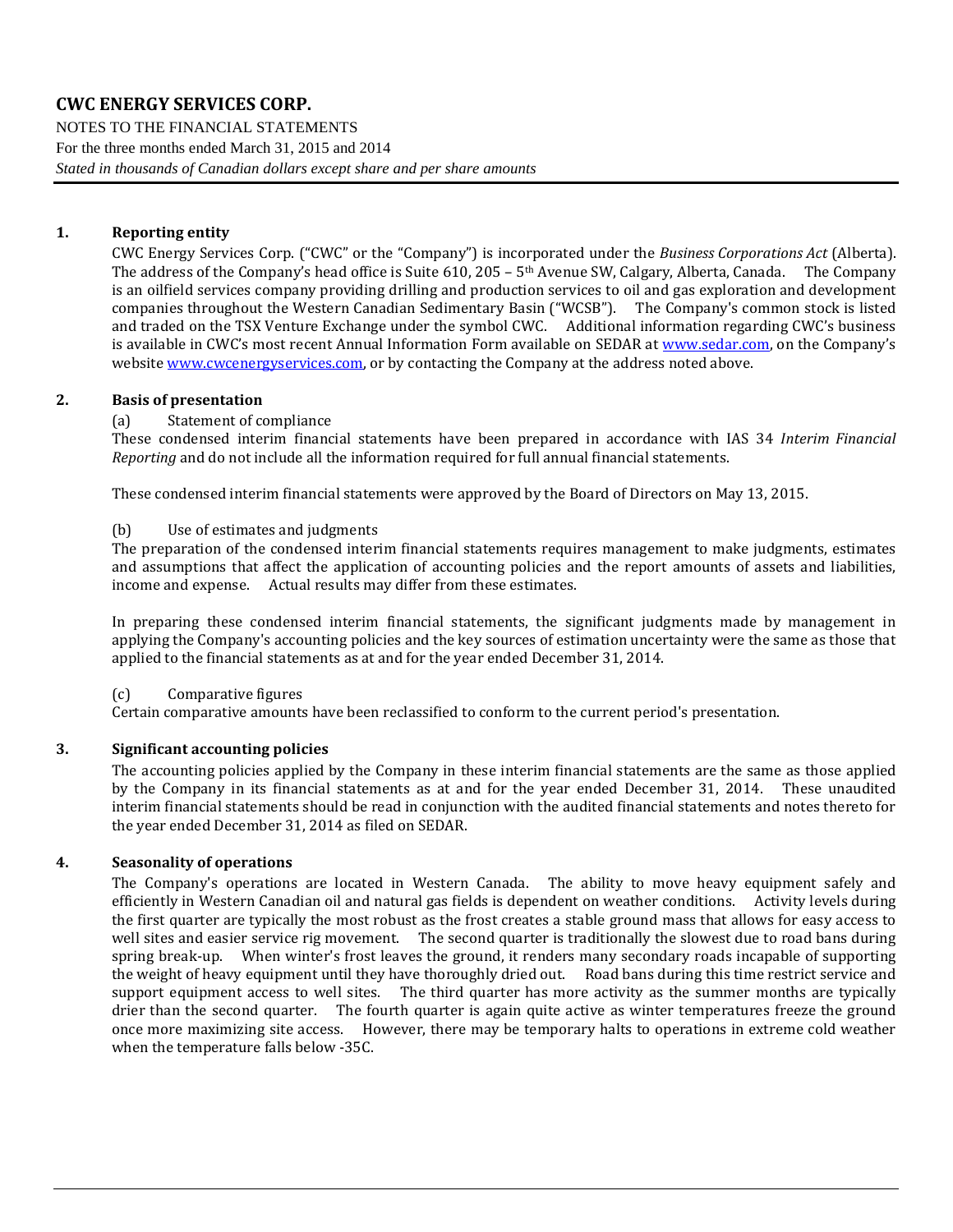# CWC ENERGY SERVICES CORP.

NOTES TO THE FINANCIAL STATEMENTS

For the three months ended March 31, 2015 and 2014

*Stated in thousands of Canadian dollars except share and per share amounts*

## 1. Reporting entity

CWC Energy Services Corp. ("CWC" or the "Company") is incorporated under the *Business Corporations Act* (Alberta). The address of the Company's head office is Suite 610, 205 – 5th Avenue SW, Calgary, Alberta, Canada. The Company is an oilfield services company providing drilling and production services to oil and gas exploration and development companies throughout the Western Canadian Sedimentary Basin ("WCSB"). The Company's common stock is listed and traded on the TSX Venture Exchange under the symbol CWC. Additional information regarding CWC's business is available in CWC's most recent Annual Information Form available on SEDAR at www.sedar.com, on the Company's website www.cwcenergyservices.com, or by contacting the Company at the address noted above.

## 2. Basis of presentation

(a) Statement of compliance

These condensed interim financial statements have been prepared in accordance with IAS 34 *Interim Financial Reporting* and do not include all the information required for full annual financial statements.

These condensed interim financial statements were approved by the Board of Directors on May 13, 2015.

(b) Use of estimates and judgments

The preparation of the condensed interim financial statements requires management to make judgments, estimates and assumptions that affect the application of accounting policies and the report amounts of assets and liabilities, income and expense. Actual results may differ from these estimates.

In preparing these condensed interim financial statements, the significant judgments made by management in applying the Company's accounting policies and the key sources of estimation uncertainty were the same as those that applied to the financial statements as at and for the year ended December 31, 2014.

(c) Comparative figures

Certain comparative amounts have been reclassified to conform to the current period's presentation.

## 3. Significant accounting policies

The accounting policies applied by the Company in these interim financial statements are the same as those applied by the Company in its financial statements as at and for the year ended December 31, 2014. These unaudited interim financial statements should be read in conjunction with the audited financial statements and notes thereto for the year ended December 31, 2014 as filed on SEDAR.

## 4. Seasonality of operations

The Company's operations are located in Western Canada. The ability to move heavy equipment safely and efficiently in Western Canadian oil and natural gas fields is dependent on weather conditions. Activity levels during the first quarter are typically the most robust as the frost creates a stable ground mass that allows for easy access to well sites and easier service rig movement. The second quarter is traditionally the slowest due to road bans during spring break-up. When winter's frost leaves the ground, it renders many secondary roads incapable of supporting the weight of heavy equipment until they have thoroughly dried out. Road bans during this time restrict service and support equipment access to well sites. The third quarter has more activity as the summer months are typically drier than the second quarter. The fourth quarter is again quite active as winter temperatures freeze the ground once more maximizing site access. However, there may be temporary halts to operations in extreme cold weather when the temperature falls below -35C.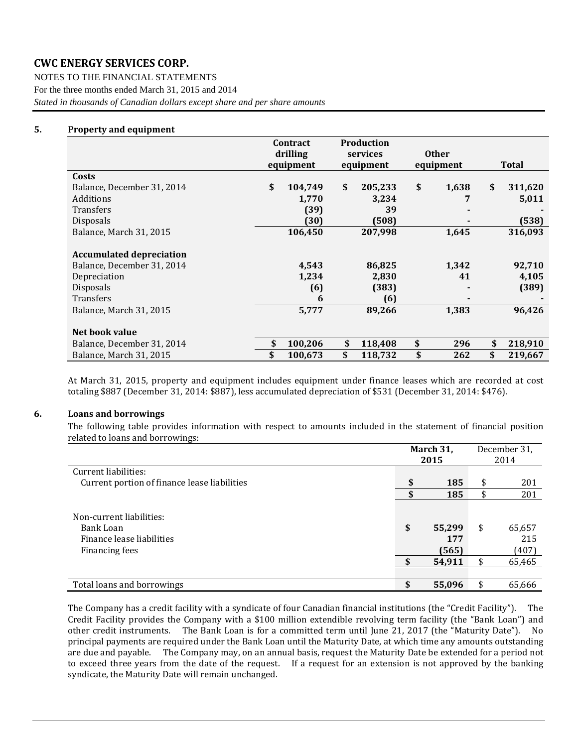**CWC ENERGY SERVICES CORP.**

NOTES TO THE FINANCIAL STATEMENTS

For the three months ended March 31, 2015 and 2014

*Stated in thousands of Canadian dollars except share and per share amounts*

## 5. Property and equipment

| | Contract drilling equipment | Production services equipment | Other equipment | Total |
|---|---|---|---|---|
| **Costs** | | | | |
| Balance, December 31, 2014 | $ 104,749 | $ 205,233 | $ 1,638 | $ 311,620 |
| Additions | 1,770 | 3,234 | 7 | 5,011 |
| Transfers | (39) | 39 | - | - |
| Disposals | (30) | (508) | - | (538) |
| Balance, March 31, 2015 | 106,450 | 207,998 | 1,645 | 316,093 |
| **Accumulated depreciation** | | | | |
| Balance, December 31, 2014 | 4,543 | 86,825 | 1,342 | 92,710 |
| Depreciation | 1,234 | 2,830 | 41 | 4,105 |
| Disposals | (6) | (383) | - | (389) |
| Transfers | 6 | (6) | - | - |
| Balance, March 31, 2015 | 5,777 | 89,266 | 1,383 | 96,426 |
| **Net book value** | | | | |
| Balance, December 31, 2014 | $ 100,206 | $ 118,408 | $ 296 | $ 218,910 |
| Balance, March 31, 2015 | $ 100,673 | $ 118,732 | $ 262 | $ 219,667 |

At March 31, 2015, property and equipment includes equipment under finance leases which are recorded at cost totaling $887 (December 31, 2014: $887), less accumulated depreciation of $531 (December 31, 2014: $476).

## 6. Loans and borrowings

The following table provides information with respect to amounts included in the statement of financial position related to loans and borrowings:

| | March 31, 2015 | December 31, 2014 |
|---|---|---|
| Current liabilities: | | |
| Current portion of finance lease liabilities | $ 185 | $ 201 |
| | $ 185 | $ 201 |
| Non-current liabilities: | | |
| Bank Loan | $ 55,299 | $ 65,657 |
| Finance lease liabilities | 177 | 215 |
| Financing fees | (565) | (407) |
| | $ 54,911 | $ 65,465 |
| Total loans and borrowings | $ 55,096 | $ 65,666 |

The Company has a credit facility with a syndicate of four Canadian financial institutions (the "Credit Facility"). The Credit Facility provides the Company with a $100 million extendible revolving term facility (the "Bank Loan") and other credit instruments. The Bank Loan is for a committed term until June 21, 2017 (the "Maturity Date"). No principal payments are required under the Bank Loan until the Maturity Date, at which time any amounts outstanding are due and payable. The Company may, on an annual basis, request the Maturity Date be extended for a period not to exceed three years from the date of the request. If a request for an extension is not approved by the banking syndicate, the Maturity Date will remain unchanged.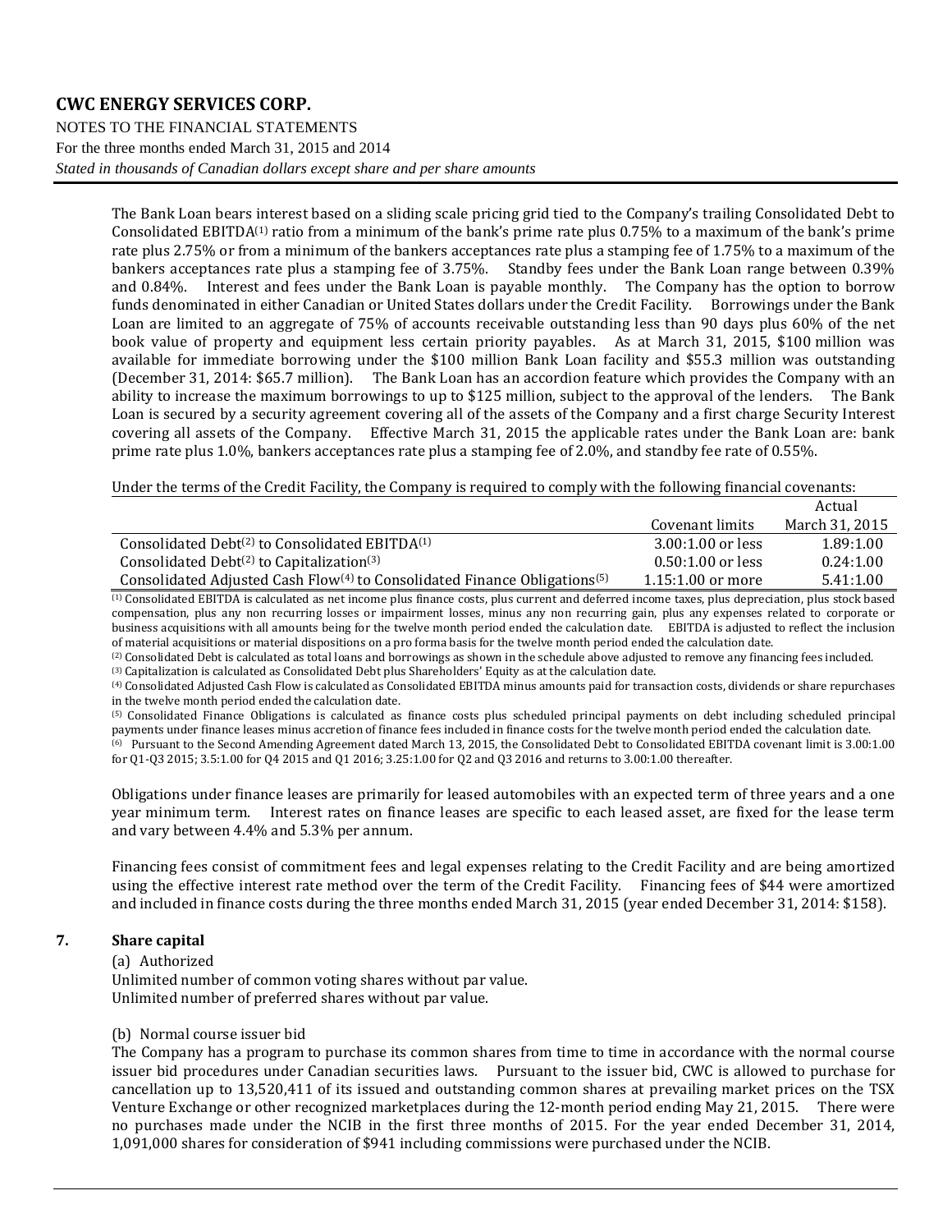The Bank Loan bears interest based on a sliding scale pricing grid tied to the Company's trailing Consolidated Debt to Consolidated EBITDA(1) ratio from a minimum of the bank's prime rate plus 0.75% to a maximum of the bank's prime rate plus 2.75% or from a minimum of the bankers acceptances rate plus a stamping fee of 1.75% to a maximum of the bankers acceptances rate plus a stamping fee of 3.75%. Standby fees under the Bank Loan range between 0.39% and 0.84%. Interest and fees under the Bank Loan is payable monthly. The Company has the option to borrow funds denominated in either Canadian or United States dollars under the Credit Facility. Borrowings under the Bank Loan are limited to an aggregate of 75% of accounts receivable outstanding less than 90 days plus 60% of the net book value of property and equipment less certain priority payables. As at March 31, 2015, $100 million was available for immediate borrowing under the $100 million Bank Loan facility and $55.3 million was outstanding (December 31, 2014: $65.7 million). The Bank Loan has an accordion feature which provides the Company with an ability to increase the maximum borrowings to up to $125 million, subject to the approval of the lenders. The Bank Loan is secured by a security agreement covering all of the assets of the Company and a first charge Security Interest covering all assets of the Company. Effective March 31, 2015 the applicable rates under the Bank Loan are: bank prime rate plus 1.0%, bankers acceptances rate plus a stamping fee of 2.0%, and standby fee rate of 0.55%.

Under the terms of the Credit Facility, the Company is required to comply with the following financial covenants:

| | Covenant limits | Actual March 31, 2015 |
|---|---|---|
| Consolidated Debt(2) to Consolidated EBITDA(1) | 3.00:1.00 or less | 1.89:1.00 |
| Consolidated Debt(2) to Capitalization(3) | 0.50:1.00 or less | 0.24:1.00 |
| Consolidated Adjusted Cash Flow(4) to Consolidated Finance Obligations(5) | 1.15:1.00 or more | 5.41:1.00 |

(1) Consolidated EBITDA is calculated as net income plus finance costs, plus current and deferred income taxes, plus depreciation, plus stock based compensation, plus any non recurring losses or impairment losses, minus any non recurring gain, plus any expenses related to corporate or business acquisitions with all amounts being for the twelve month period ended the calculation date. EBITDA is adjusted to reflect the inclusion of material acquisitions or material dispositions on a pro forma basis for the twelve month period ended the calculation date.

(2) Consolidated Debt is calculated as total loans and borrowings as shown in the schedule above adjusted to remove any financing fees included.

(3) Capitalization is calculated as Consolidated Debt plus Shareholders' Equity as at the calculation date.

(4) Consolidated Adjusted Cash Flow is calculated as Consolidated EBITDA minus amounts paid for transaction costs, dividends or share repurchases in the twelve month period ended the calculation date.

(5) Consolidated Finance Obligations is calculated as finance costs plus scheduled principal payments on debt including scheduled principal payments under finance leases minus accretion of finance fees included in finance costs for the twelve month period ended the calculation date.

(6) Pursuant to the Second Amending Agreement dated March 13, 2015, the Consolidated Debt to Consolidated EBITDA covenant limit is 3.00:1.00 for Q1-Q3 2015; 3.5:1.00 for Q4 2015 and Q1 2016; 3.25:1.00 for Q2 and Q3 2016 and returns to 3.00:1.00 thereafter.

Obligations under finance leases are primarily for leased automobiles with an expected term of three years and a one year minimum term. Interest rates on finance leases are specific to each leased asset, are fixed for the lease term and vary between 4.4% and 5.3% per annum.

Financing fees consist of commitment fees and legal expenses relating to the Credit Facility and are being amortized using the effective interest rate method over the term of the Credit Facility. Financing fees of $44 were amortized and included in finance costs during the three months ended March 31, 2015 (year ended December 31, 2014: $158).

## 7. Share capital

(a) Authorized

Unlimited number of common voting shares without par value.
Unlimited number of preferred shares without par value.

(b) Normal course issuer bid

The Company has a program to purchase its common shares from time to time in accordance with the normal course issuer bid procedures under Canadian securities laws. Pursuant to the issuer bid, CWC is allowed to purchase for cancellation up to 13,520,411 of its issued and outstanding common shares at prevailing market prices on the TSX Venture Exchange or other recognized marketplaces during the 12-month period ending May 21, 2015. There were no purchases made under the NCIB in the first three months of 2015. For the year ended December 31, 2014, 1,091,000 shares for consideration of $941 including commissions were purchased under the NCIB.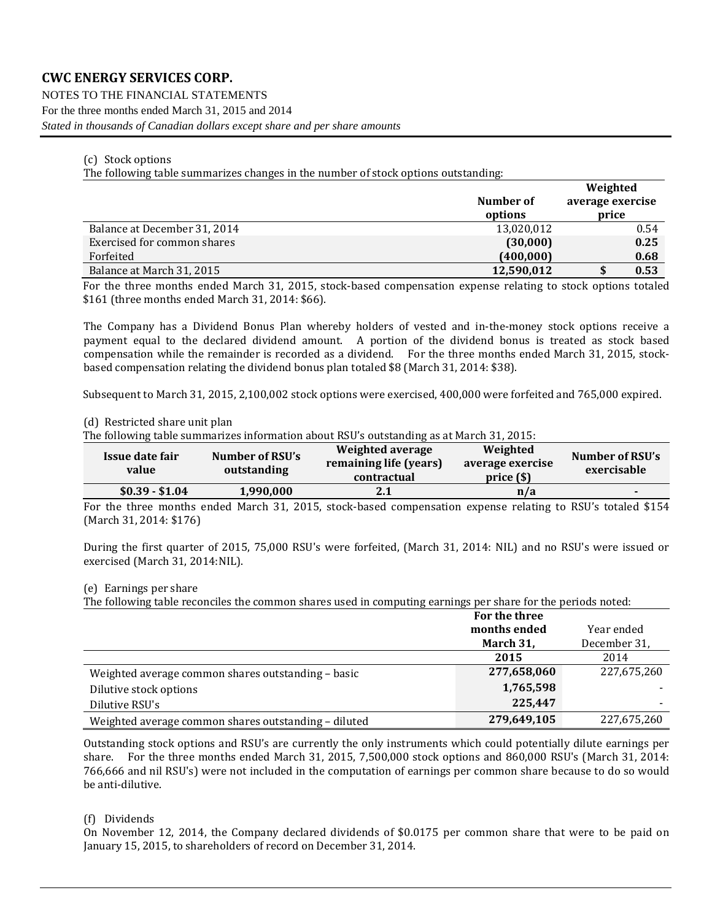(c) Stock options

The following table summarizes changes in the number of stock options outstanding:

| | Number of options | Weighted average exercise price |
|---|---|---|
| Balance at December 31, 2014 | 13,020,012 | 0.54 |
| Exercised for common shares | **(30,000)** | **0.25** |
| Forfeited | **(400,000)** | **0.68** |
| Balance at March 31, 2015 | **12,590,012** | **$ 0.53** |

For the three months ended March 31, 2015, stock-based compensation expense relating to stock options totaled $161 (three months ended March 31, 2014: $66).

The Company has a Dividend Bonus Plan whereby holders of vested and in-the-money stock options receive a payment equal to the declared dividend amount. A portion of the dividend bonus is treated as stock based compensation while the remainder is recorded as a dividend. For the three months ended March 31, 2015, stock-based compensation relating the dividend bonus plan totaled $8 (March 31, 2014: $38).

Subsequent to March 31, 2015, 2,100,002 stock options were exercised, 400,000 were forfeited and 765,000 expired.

(d) Restricted share unit plan

The following table summarizes information about RSU's outstanding as at March 31, 2015:

| Issue date fair value | Number of RSU's outstanding | Weighted average remaining life (years) contractual | Weighted average exercise price ($) | Number of RSU's exercisable |
|---|---|---|---|---|
| **$0.39 - $1.04** | **1,990,000** | **2.1** | **n/a** | **-** |

For the three months ended March 31, 2015, stock-based compensation expense relating to RSU's totaled $154 (March 31, 2014: $176)

During the first quarter of 2015, 75,000 RSU's were forfeited, (March 31, 2014: NIL) and no RSU's were issued or exercised (March 31, 2014:NIL).

(e) Earnings per share

The following table reconciles the common shares used in computing earnings per share for the periods noted:

| | For the three months ended March 31, 2015 | Year ended December 31, 2014 |
|---|---|---|
| Weighted average common shares outstanding – basic | **277,658,060** | 227,675,260 |
| Dilutive stock options | **1,765,598** | - |
| Dilutive RSU's | **225,447** | - |
| Weighted average common shares outstanding – diluted | **279,649,105** | 227,675,260 |

Outstanding stock options and RSU's are currently the only instruments which could potentially dilute earnings per share. For the three months ended March 31, 2015, 7,500,000 stock options and 860,000 RSU's (March 31, 2014: 766,666 and nil RSU's) were not included in the computation of earnings per common share because to do so would be anti-dilutive.

(f) Dividends

On November 12, 2014, the Company declared dividends of $0.0175 per common share that were to be paid on January 15, 2015, to shareholders of record on December 31, 2014.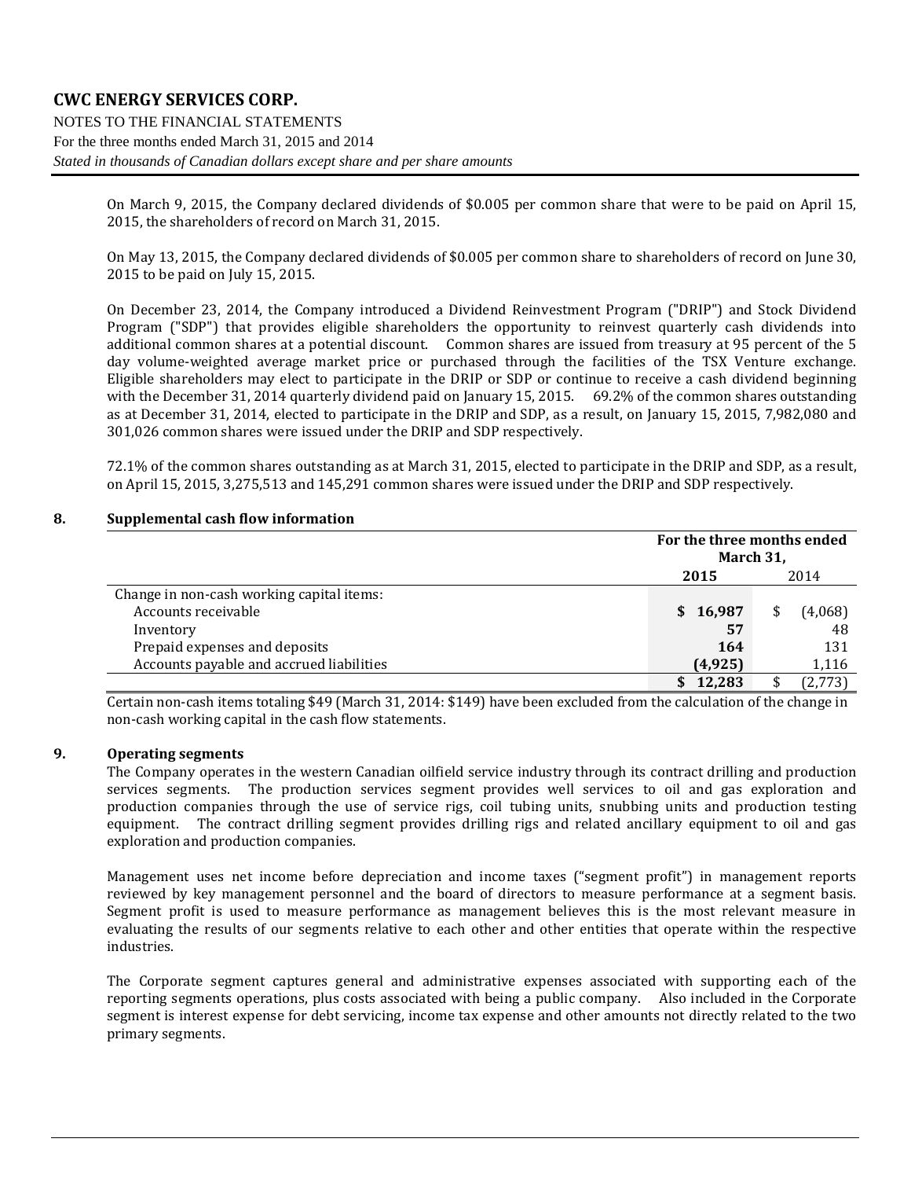On March 9, 2015, the Company declared dividends of $0.005 per common share that were to be paid on April 15, 2015, the shareholders of record on March 31, 2015.

On May 13, 2015, the Company declared dividends of $0.005 per common share to shareholders of record on June 30, 2015 to be paid on July 15, 2015.

On December 23, 2014, the Company introduced a Dividend Reinvestment Program ("DRIP") and Stock Dividend Program ("SDP") that provides eligible shareholders the opportunity to reinvest quarterly cash dividends into additional common shares at a potential discount. Common shares are issued from treasury at 95 percent of the 5 day volume-weighted average market price or purchased through the facilities of the TSX Venture exchange. Eligible shareholders may elect to participate in the DRIP or SDP or continue to receive a cash dividend beginning with the December 31, 2014 quarterly dividend paid on January 15, 2015. 69.2% of the common shares outstanding as at December 31, 2014, elected to participate in the DRIP and SDP, as a result, on January 15, 2015, 7,982,080 and 301,026 common shares were issued under the DRIP and SDP respectively.

72.1% of the common shares outstanding as at March 31, 2015, elected to participate in the DRIP and SDP, as a result, on April 15, 2015, 3,275,513 and 145,291 common shares were issued under the DRIP and SDP respectively.

## 8. Supplemental cash flow information

| | For the three months ended March 31, | |
|---|---|---|
| | **2015** | 2014 |
| Change in non-cash working capital items: | | |
| Accounts receivable | **$ 16,987** | $ (4,068) |
| Inventory | **57** | 48 |
| Prepaid expenses and deposits | **164** | 131 |
| Accounts payable and accrued liabilities | **(4,925)** | 1,116 |
| | **$ 12,283** | $ (2,773) |

Certain non-cash items totaling $49 (March 31, 2014: $149) have been excluded from the calculation of the change in non-cash working capital in the cash flow statements.

## 9. Operating segments

The Company operates in the western Canadian oilfield service industry through its contract drilling and production services segments. The production services segment provides well services to oil and gas exploration and production companies through the use of service rigs, coil tubing units, snubbing units and production testing equipment. The contract drilling segment provides drilling rigs and related ancillary equipment to oil and gas exploration and production companies.

Management uses net income before depreciation and income taxes ("segment profit") in management reports reviewed by key management personnel and the board of directors to measure performance at a segment basis. Segment profit is used to measure performance as management believes this is the most relevant measure in evaluating the results of our segments relative to each other and other entities that operate within the respective industries.

The Corporate segment captures general and administrative expenses associated with supporting each of the reporting segments operations, plus costs associated with being a public company. Also included in the Corporate segment is interest expense for debt servicing, income tax expense and other amounts not directly related to the two primary segments.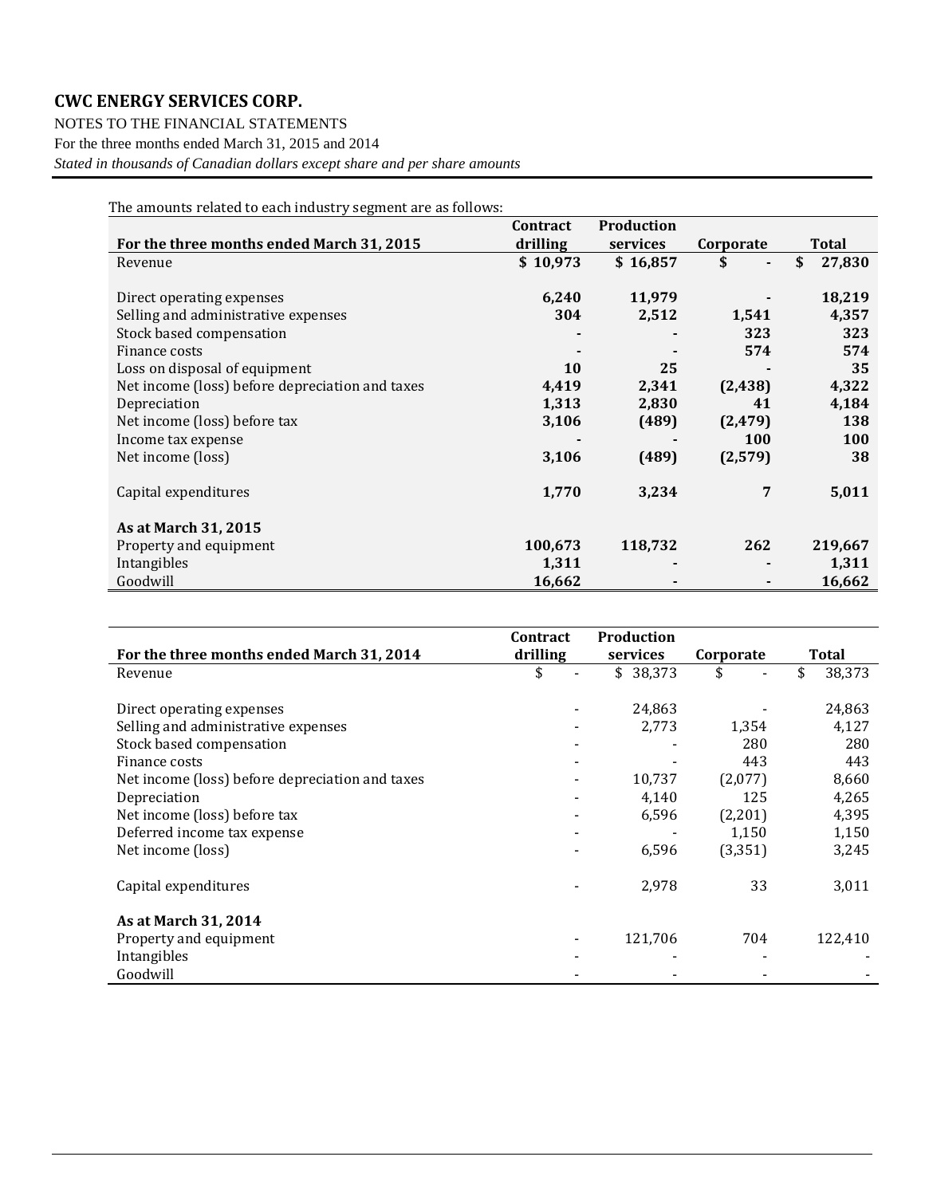**CWC ENERGY SERVICES CORP.**

NOTES TO THE FINANCIAL STATEMENTS

For the three months ended March 31, 2015 and 2014

*Stated in thousands of Canadian dollars except share and per share amounts*

The amounts related to each industry segment are as follows:

| For the three months ended March 31, 2015 | Contract drilling | Production services | Corporate | Total |
|---|---|---|---|---|
| Revenue | **$ 10,973** | **$ 16,857** | **$ -** | **$ 27,830** |
| | | | | |
| Direct operating expenses | **6,240** | **11,979** | **-** | **18,219** |
| Selling and administrative expenses | **304** | **2,512** | **1,541** | **4,357** |
| Stock based compensation | **-** | **-** | **323** | **323** |
| Finance costs | **-** | **-** | **574** | **574** |
| Loss on disposal of equipment | **10** | **25** | **-** | **35** |
| Net income (loss) before depreciation and taxes | **4,419** | **2,341** | **(2,438)** | **4,322** |
| Depreciation | **1,313** | **2,830** | **41** | **4,184** |
| Net income (loss) before tax | **3,106** | **(489)** | **(2,479)** | **138** |
| Income tax expense | **-** | **-** | **100** | **100** |
| Net income (loss) | **3,106** | **(489)** | **(2,579)** | **38** |
| | | | | |
| Capital expenditures | **1,770** | **3,234** | **7** | **5,011** |
| | | | | |
| **As at March 31, 2015** | | | | |
| Property and equipment | **100,673** | **118,732** | **262** | **219,667** |
| Intangibles | **1,311** | **-** | **-** | **1,311** |
| Goodwill | **16,662** | **-** | **-** | **16,662** |

| For the three months ended March 31, 2014 | Contract drilling | Production services | Corporate | Total |
|---|---|---|---|---|
| Revenue | $ - | $ 38,373 | $ - | $ 38,373 |
| | | | | |
| Direct operating expenses | - | 24,863 | - | 24,863 |
| Selling and administrative expenses | - | 2,773 | 1,354 | 4,127 |
| Stock based compensation | - | - | 280 | 280 |
| Finance costs | - | - | 443 | 443 |
| Net income (loss) before depreciation and taxes | - | 10,737 | (2,077) | 8,660 |
| Depreciation | - | 4,140 | 125 | 4,265 |
| Net income (loss) before tax | - | 6,596 | (2,201) | 4,395 |
| Deferred income tax expense | - | - | 1,150 | 1,150 |
| Net income (loss) | - | 6,596 | (3,351) | 3,245 |
| | | | | |
| Capital expenditures | - | 2,978 | 33 | 3,011 |
| | | | | |
| **As at March 31, 2014** | | | | |
| Property and equipment | - | 121,706 | 704 | 122,410 |
| Intangibles | - | - | - | - |
| Goodwill | - | - | - | - |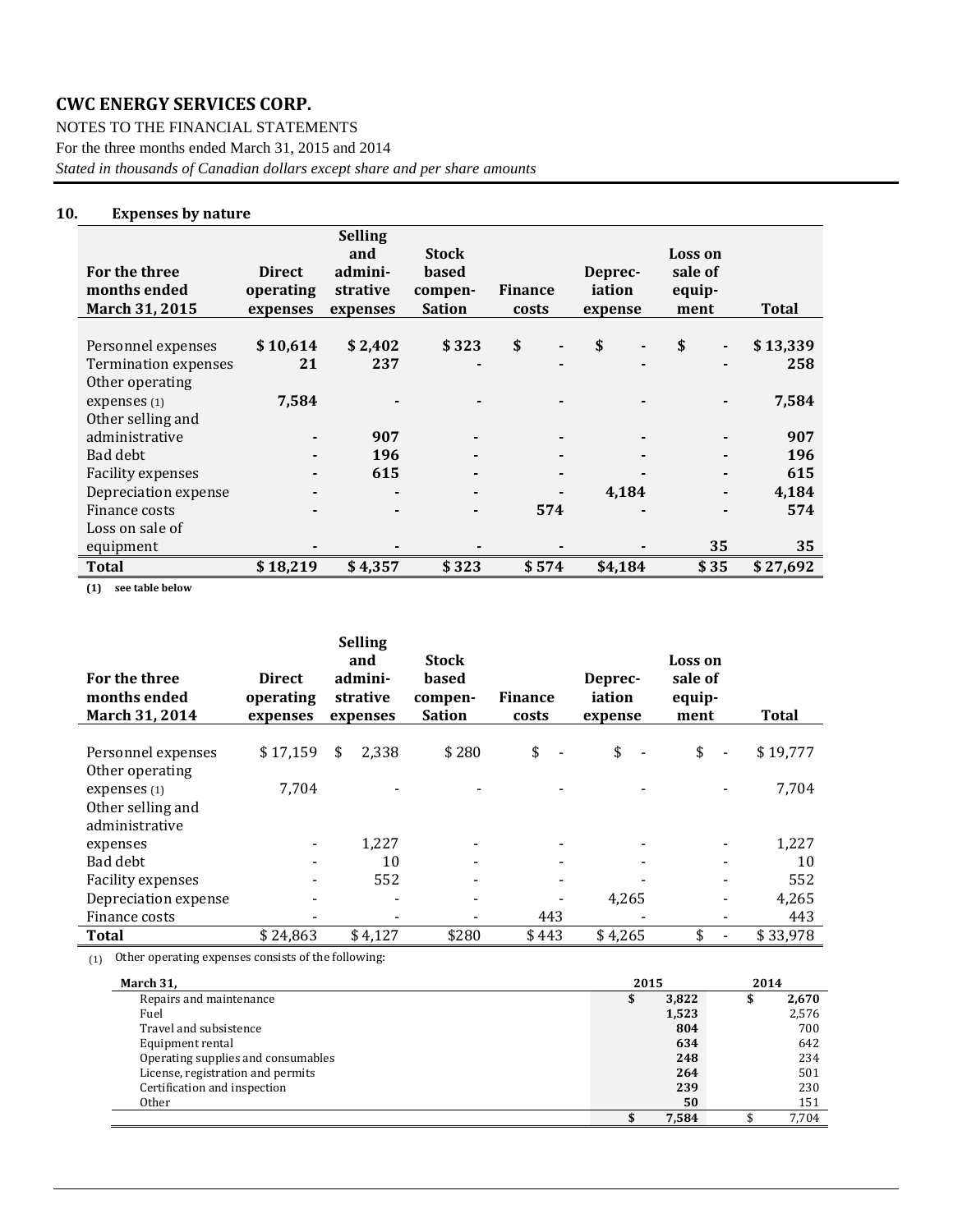# CWC ENERGY SERVICES CORP.

NOTES TO THE FINANCIAL STATEMENTS

For the three months ended March 31, 2015 and 2014

*Stated in thousands of Canadian dollars except share and per share amounts*

## 10. Expenses by nature

| For the three months ended March 31, 2015 | Direct operating expenses | Selling and admini-strative expenses | Stock based compen-Sation | Finance costs | Deprec-iation expense | Loss on sale of equip-ment | Total |
|---|---|---|---|---|---|---|---|
| Personnel expenses | **$ 10,614** | **$ 2,402** | **$ 323** | **$ -** | **$ -** | **$ -** | **$ 13,339** |
| Termination expenses | **21** | **237** | **-** | **-** | **-** | **-** | **258** |
| Other operating expenses (1) | **7,584** | **-** | **-** | **-** | **-** | **-** | **7,584** |
| Other selling and administrative | **-** | **907** | **-** | **-** | **-** | **-** | **907** |
| Bad debt | **-** | **196** | **-** | **-** | **-** | **-** | **196** |
| Facility expenses | **-** | **615** | **-** | **-** | **-** | **-** | **615** |
| Depreciation expense | **-** | **-** | **-** | **-** | **4,184** | **-** | **4,184** |
| Finance costs | **-** | **-** | **-** | **574** | **-** | **-** | **574** |
| Loss on sale of equipment | **-** | **-** | **-** | **-** | **-** | **35** | **35** |
| **Total** | **$ 18,219** | **$ 4,357** | **$ 323** | **$ 574** | **$4,184** | **$ 35** | **$ 27,692** |

**(1) see table below**

| For the three months ended March 31, 2014 | Direct operating expenses | Selling and admini-strative expenses | Stock based compen-Sation | Finance costs | Deprec-iation expense | Loss on sale of equip-ment | Total |
|---|---|---|---|---|---|---|---|
| Personnel expenses | $ 17,159 | $ 2,338 | $ 280 | $ - | $ - | $ - | $ 19,777 |
| Other operating expenses (1) | 7,704 | - | - | - | - | - | 7,704 |
| Other selling and administrative expenses | - | 1,227 | - | - | - | - | 1,227 |
| Bad debt | - | 10 | - | - | - | - | 10 |
| Facility expenses | - | 552 | - | - | - | - | 552 |
| Depreciation expense | - | - | - | - | 4,265 | - | 4,265 |
| Finance costs | - | - | - | 443 | - | - | 443 |
| **Total** | $ 24,863 | $ 4,127 | $280 | $ 443 | $ 4,265 | $ - | $ 33,978 |

(1) Other operating expenses consists of the following:

| March 31, | 2015 | 2014 |
|---|---|---|
| Repairs and maintenance | **$ 3,822** | $ 2,670 |
| Fuel | **1,523** | 2,576 |
| Travel and subsistence | **804** | 700 |
| Equipment rental | **634** | 642 |
| Operating supplies and consumables | **248** | 234 |
| License, registration and permits | **264** | 501 |
| Certification and inspection | **239** | 230 |
| Other | **50** | 151 |
| | **$ 7,584** | $ 7,704 |